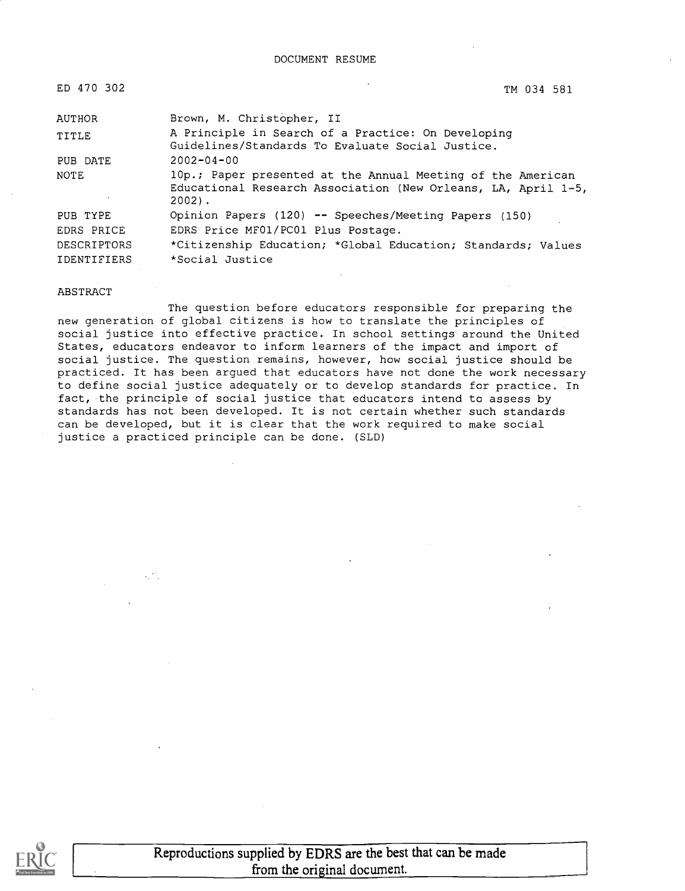DOCUMENT RESUME

| | |
|---|---|
| ED 470 302 | TM 034 581 |
| AUTHOR | Brown, M. Christopher, II |
| TITLE | A Principle in Search of a Practice: On Developing Guidelines/Standards To Evaluate Social Justice. |
| PUB DATE | 2002-04-00 |
| NOTE | 10p.; Paper presented at the Annual Meeting of the American Educational Research Association (New Orleans, LA, April 1-5, 2002). |
| PUB TYPE | Opinion Papers (120) -- Speeches/Meeting Papers (150) |
| EDRS PRICE | EDRS Price MF01/PC01 Plus Postage. |
| DESCRIPTORS | *Citizenship Education; *Global Education; Standards; Values |
| IDENTIFIERS | *Social Justice |

ABSTRACT

The question before educators responsible for preparing the new generation of global citizens is how to translate the principles of social justice into effective practice. In school settings around the United States, educators endeavor to inform learners of the impact and import of social justice. The question remains, however, how social justice should be practiced. It has been argued that educators have not done the work necessary to define social justice adequately or to develop standards for practice. In fact, the principle of social justice that educators intend to assess by standards has not been developed. It is not certain whether such standards can be developed, but it is clear that the work required to make social justice a practiced principle can be done. (SLD)

Reproductions supplied by EDRS are the best that can be made from the original document.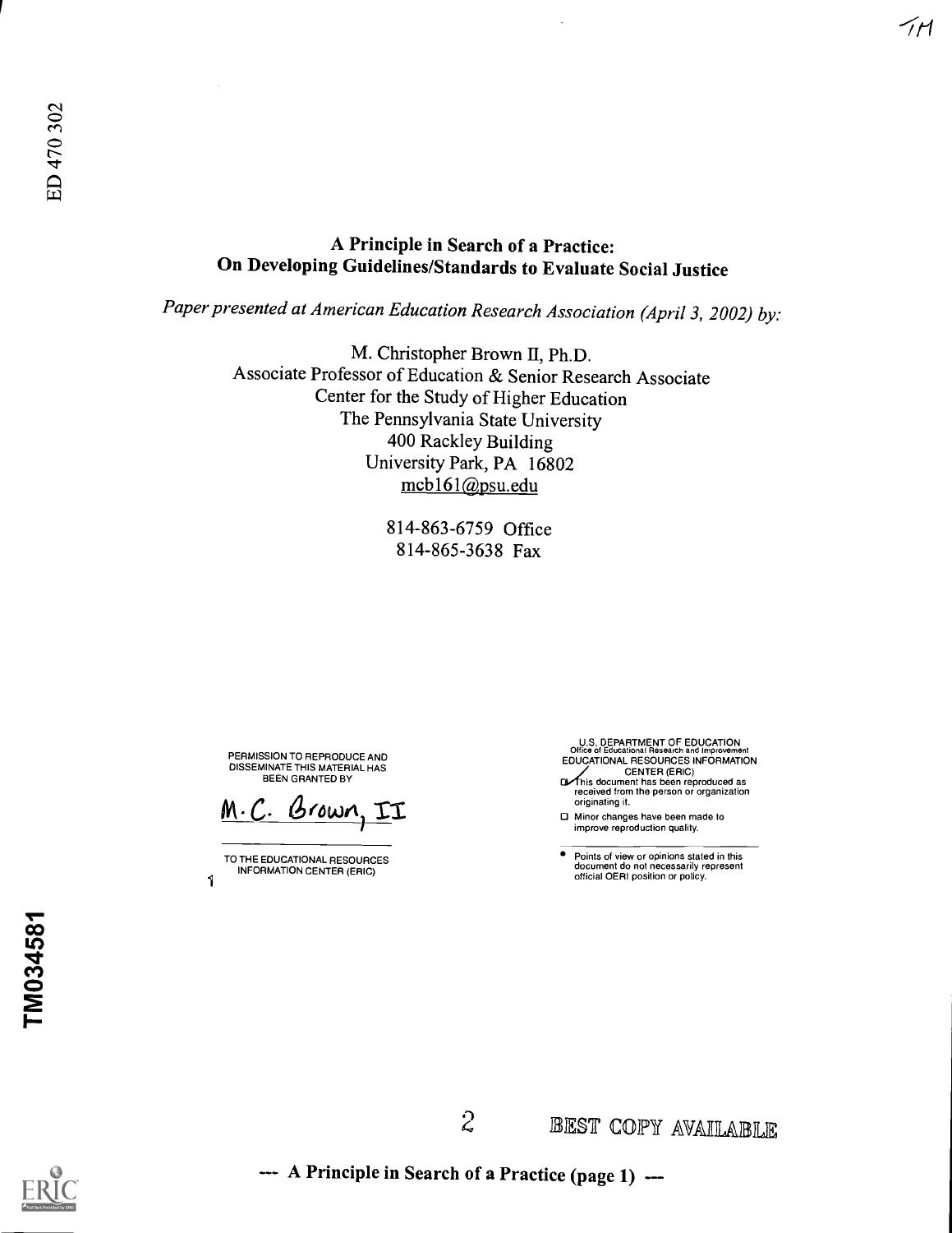ED 470 302

# A Principle in Search of a Practice: On Developing Guidelines/Standards to Evaluate Social Justice

*Paper presented at American Education Research Association (April 3, 2002) by:*

M. Christopher Brown II, Ph.D.
Associate Professor of Education & Senior Research Associate
Center for the Study of Higher Education
The Pennsylvania State University
400 Rackley Building
University Park, PA 16802
mcb161@psu.edu

814-863-6759 Office
814-865-3638 Fax

PERMISSION TO REPRODUCE AND DISSEMINATE THIS MATERIAL HAS BEEN GRANTED BY

M. C. Brown, II

TO THE EDUCATIONAL RESOURCES INFORMATION CENTER (ERIC)

U.S. DEPARTMENT OF EDUCATION
Office of Educational Research and Improvement
EDUCATIONAL RESOURCES INFORMATION CENTER (ERIC)

- [x] This document has been reproduced as received from the person or organization originating it.
- [ ] Minor changes have been made to improve reproduction quality.

- Points of view or opinions stated in this document do not necessarily represent official OERI position or policy.

TM034581

BEST COPY AVAILABLE

--- A Principle in Search of a Practice (page 1) ---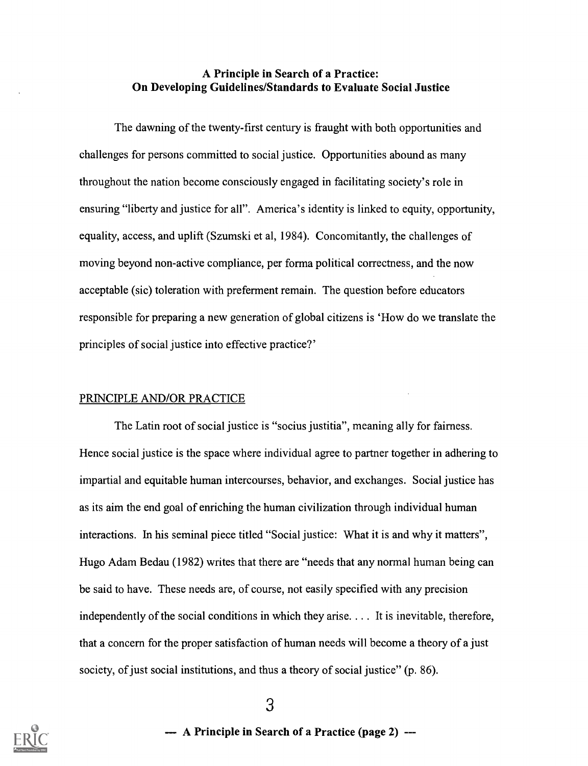**A Principle in Search of a Practice:**
**On Developing Guidelines/Standards to Evaluate Social Justice**

The dawning of the twenty-first century is fraught with both opportunities and challenges for persons committed to social justice. Opportunities abound as many throughout the nation become consciously engaged in facilitating society's role in ensuring "liberty and justice for all". America's identity is linked to equity, opportunity, equality, access, and uplift (Szumski et al, 1984). Concomitantly, the challenges of moving beyond non-active compliance, per forma political correctness, and the now acceptable (sic) toleration with preferment remain. The question before educators responsible for preparing a new generation of global citizens is 'How do we translate the principles of social justice into effective practice?'

## PRINCIPLE AND/OR PRACTICE

The Latin root of social justice is "socius justitia", meaning ally for fairness. Hence social justice is the space where individual agree to partner together in adhering to impartial and equitable human intercourses, behavior, and exchanges. Social justice has as its aim the end goal of enriching the human civilization through individual human interactions. In his seminal piece titled "Social justice: What it is and why it matters", Hugo Adam Bedau (1982) writes that there are "needs that any normal human being can be said to have. These needs are, of course, not easily specified with any precision independently of the social conditions in which they arise. . . . It is inevitable, therefore, that a concern for the proper satisfaction of human needs will become a theory of a just society, of just social institutions, and thus a theory of social justice" (p. 86).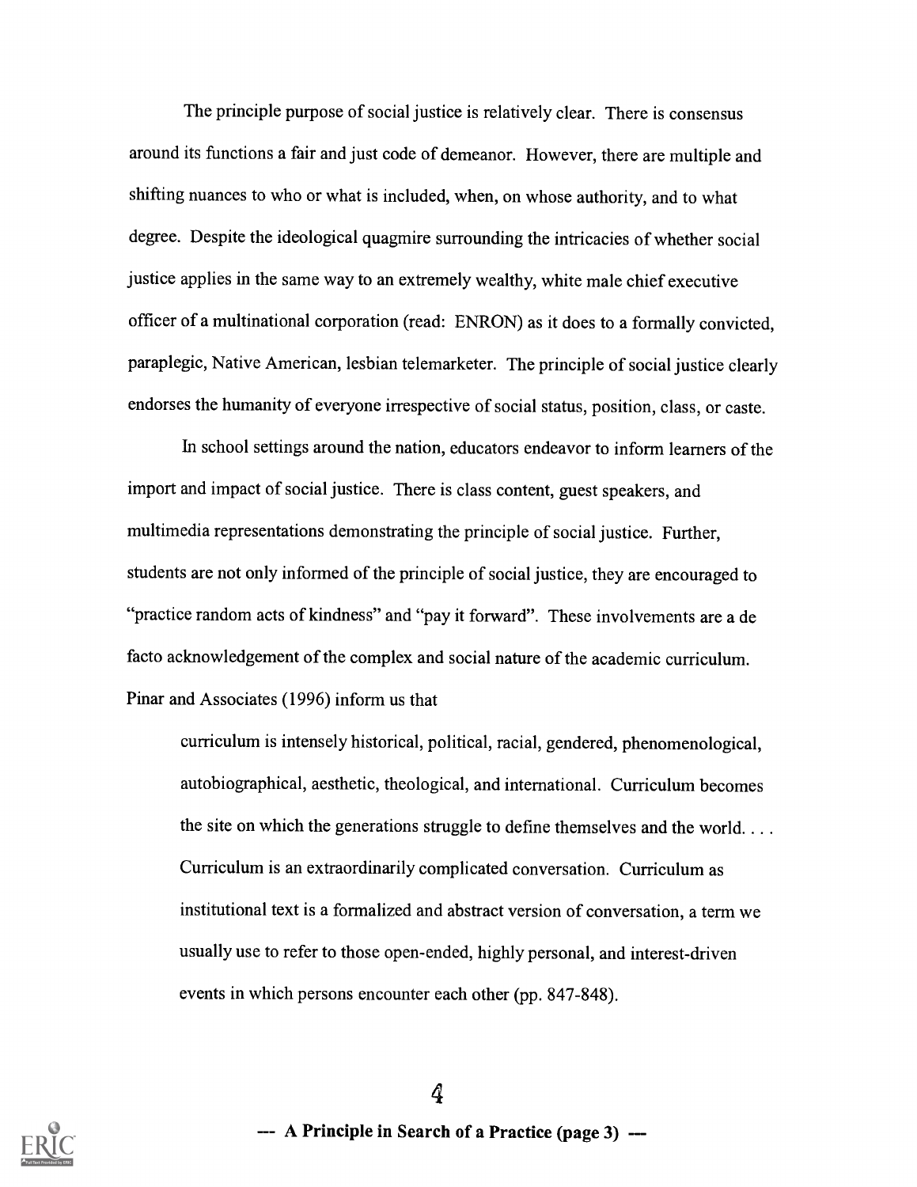The principle purpose of social justice is relatively clear. There is consensus around its functions a fair and just code of demeanor. However, there are multiple and shifting nuances to who or what is included, when, on whose authority, and to what degree. Despite the ideological quagmire surrounding the intricacies of whether social justice applies in the same way to an extremely wealthy, white male chief executive officer of a multinational corporation (read: ENRON) as it does to a formally convicted, paraplegic, Native American, lesbian telemarketer. The principle of social justice clearly endorses the humanity of everyone irrespective of social status, position, class, or caste.

In school settings around the nation, educators endeavor to inform learners of the import and impact of social justice. There is class content, guest speakers, and multimedia representations demonstrating the principle of social justice. Further, students are not only informed of the principle of social justice, they are encouraged to "practice random acts of kindness" and "pay it forward". These involvements are a de facto acknowledgement of the complex and social nature of the academic curriculum. Pinar and Associates (1996) inform us that

> curriculum is intensely historical, political, racial, gendered, phenomenological, autobiographical, aesthetic, theological, and international. Curriculum becomes the site on which the generations struggle to define themselves and the world. . . . Curriculum is an extraordinarily complicated conversation. Curriculum as institutional text is a formalized and abstract version of conversation, a term we usually use to refer to those open-ended, highly personal, and interest-driven events in which persons encounter each other (pp. 847-848).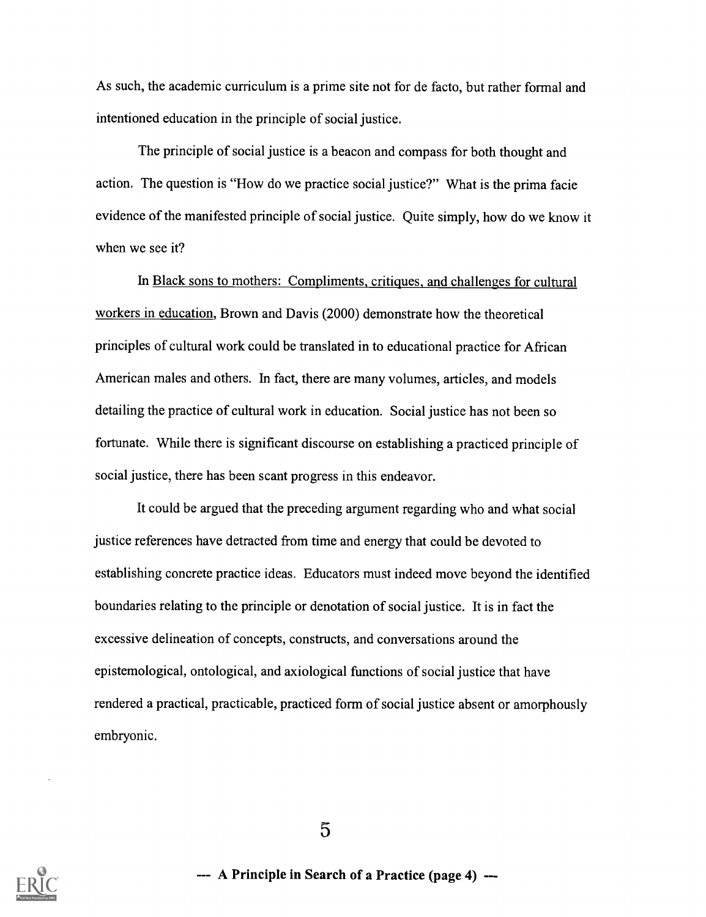As such, the academic curriculum is a prime site not for de facto, but rather formal and intentioned education in the principle of social justice.

The principle of social justice is a beacon and compass for both thought and action. The question is "How do we practice social justice?" What is the prima facie evidence of the manifested principle of social justice. Quite simply, how do we know it when we see it?

In Black sons to mothers: Compliments, critiques, and challenges for cultural workers in education, Brown and Davis (2000) demonstrate how the theoretical principles of cultural work could be translated in to educational practice for African American males and others. In fact, there are many volumes, articles, and models detailing the practice of cultural work in education. Social justice has not been so fortunate. While there is significant discourse on establishing a practiced principle of social justice, there has been scant progress in this endeavor.

It could be argued that the preceding argument regarding who and what social justice references have detracted from time and energy that could be devoted to establishing concrete practice ideas. Educators must indeed move beyond the identified boundaries relating to the principle or denotation of social justice. It is in fact the excessive delineation of concepts, constructs, and conversations around the epistemological, ontological, and axiological functions of social justice that have rendered a practical, practicable, practiced form of social justice absent or amorphously embryonic.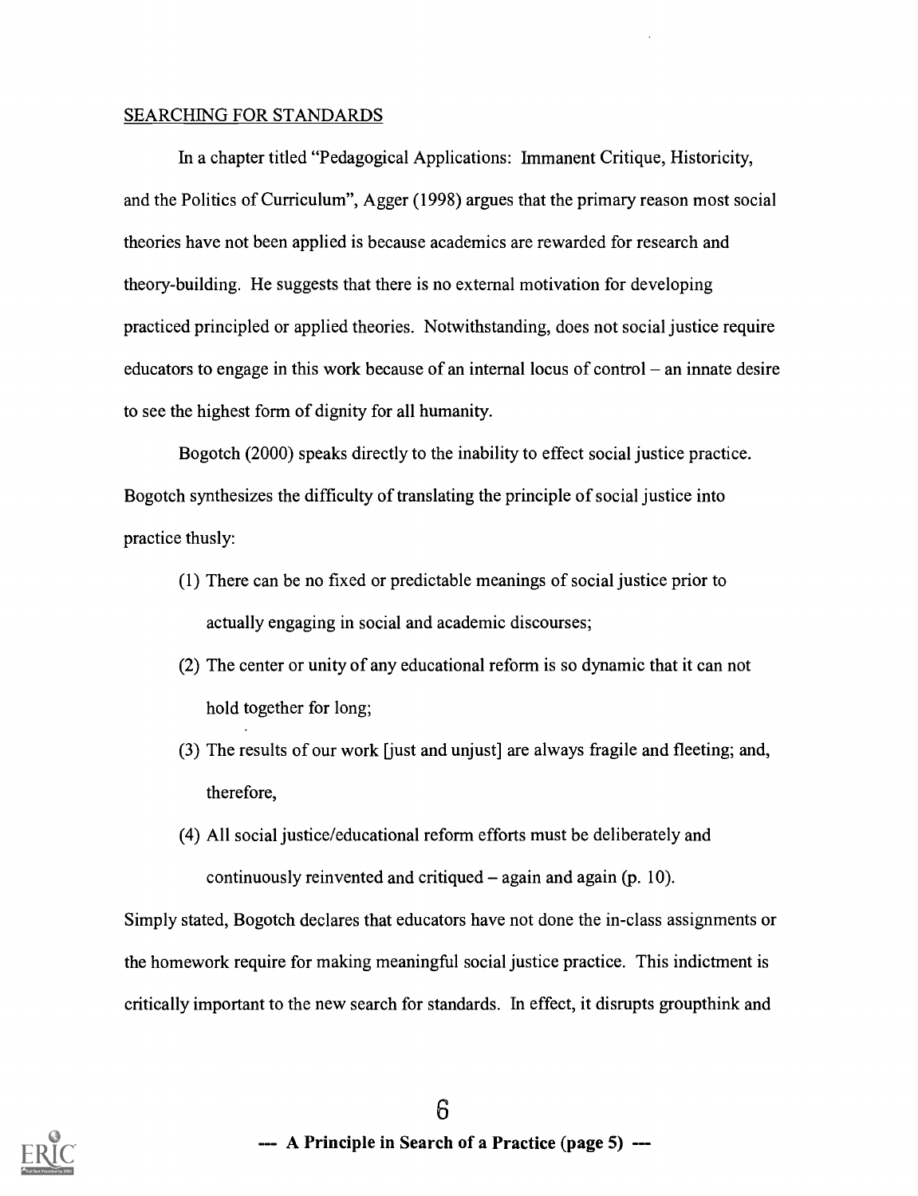## SEARCHING FOR STANDARDS

In a chapter titled "Pedagogical Applications: Immanent Critique, Historicity, and the Politics of Curriculum", Agger (1998) argues that the primary reason most social theories have not been applied is because academics are rewarded for research and theory-building. He suggests that there is no external motivation for developing practiced principled or applied theories. Notwithstanding, does not social justice require educators to engage in this work because of an internal locus of control – an innate desire to see the highest form of dignity for all humanity.

Bogotch (2000) speaks directly to the inability to effect social justice practice. Bogotch synthesizes the difficulty of translating the principle of social justice into practice thusly:

(1) There can be no fixed or predictable meanings of social justice prior to actually engaging in social and academic discourses;

(2) The center or unity of any educational reform is so dynamic that it can not hold together for long;

(3) The results of our work [just and unjust] are always fragile and fleeting; and, therefore,

(4) All social justice/educational reform efforts must be deliberately and continuously reinvented and critiqued – again and again (p. 10).

Simply stated, Bogotch declares that educators have not done the in-class assignments or the homework require for making meaningful social justice practice. This indictment is critically important to the new search for standards. In effect, it disrupts groupthink and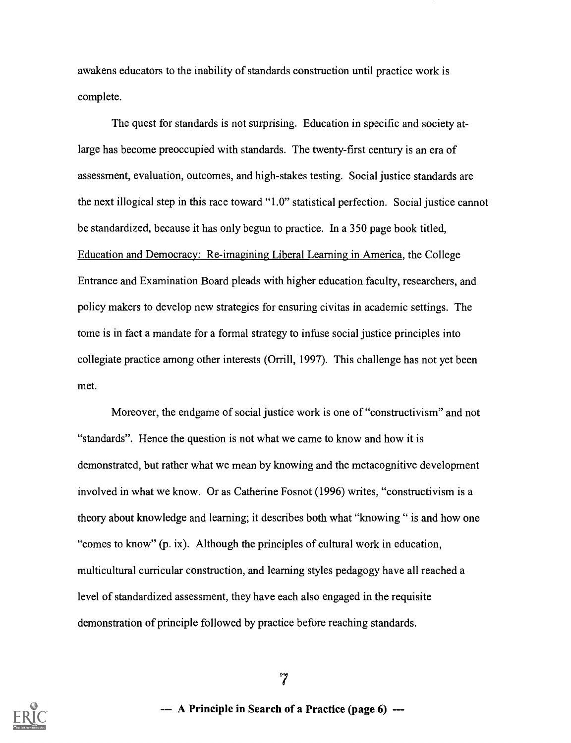awakens educators to the inability of standards construction until practice work is complete.

The quest for standards is not surprising. Education in specific and society at-large has become preoccupied with standards. The twenty-first century is an era of assessment, evaluation, outcomes, and high-stakes testing. Social justice standards are the next illogical step in this race toward "1.0" statistical perfection. Social justice cannot be standardized, because it has only begun to practice. In a 350 page book titled, Education and Democracy: Re-imagining Liberal Learning in America, the College Entrance and Examination Board pleads with higher education faculty, researchers, and policy makers to develop new strategies for ensuring civitas in academic settings. The tome is in fact a mandate for a formal strategy to infuse social justice principles into collegiate practice among other interests (Orrill, 1997). This challenge has not yet been met.

Moreover, the endgame of social justice work is one of "constructivism" and not "standards". Hence the question is not what we came to know and how it is demonstrated, but rather what we mean by knowing and the metacognitive development involved in what we know. Or as Catherine Fosnot (1996) writes, "constructivism is a theory about knowledge and learning; it describes both what "knowing " is and how one "comes to know" (p. ix). Although the principles of cultural work in education, multicultural curricular construction, and learning styles pedagogy have all reached a level of standardized assessment, they have each also engaged in the requisite demonstration of principle followed by practice before reaching standards.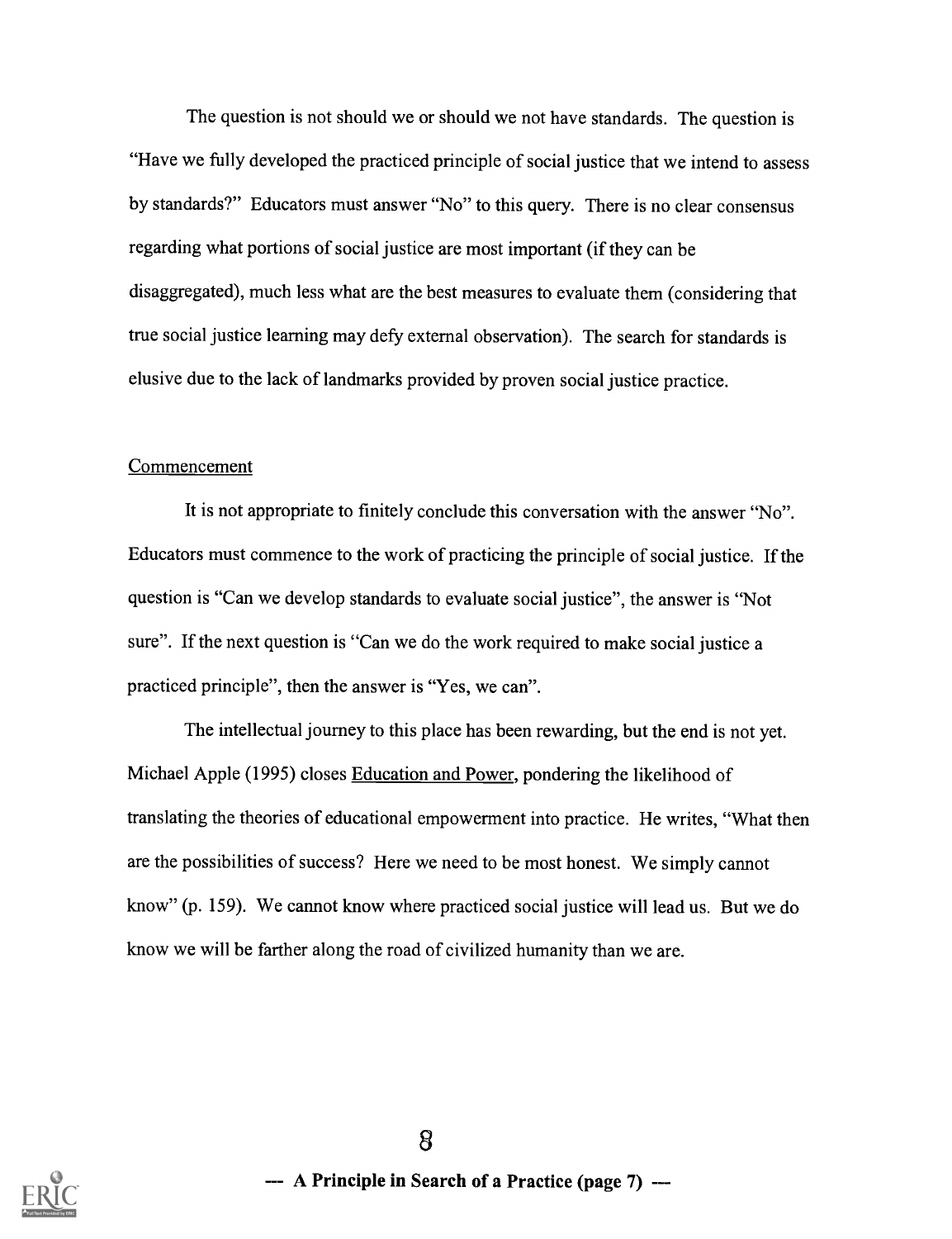The question is not should we or should we not have standards. The question is "Have we fully developed the practiced principle of social justice that we intend to assess by standards?" Educators must answer "No" to this query. There is no clear consensus regarding what portions of social justice are most important (if they can be disaggregated), much less what are the best measures to evaluate them (considering that true social justice learning may defy external observation). The search for standards is elusive due to the lack of landmarks provided by proven social justice practice.

## Commencement

It is not appropriate to finitely conclude this conversation with the answer "No". Educators must commence to the work of practicing the principle of social justice. If the question is "Can we develop standards to evaluate social justice", the answer is "Not sure". If the next question is "Can we do the work required to make social justice a practiced principle", then the answer is "Yes, we can".

The intellectual journey to this place has been rewarding, but the end is not yet. Michael Apple (1995) closes Education and Power, pondering the likelihood of translating the theories of educational empowerment into practice. He writes, "What then are the possibilities of success? Here we need to be most honest. We simply cannot know" (p. 159). We cannot know where practiced social justice will lead us. But we do know we will be farther along the road of civilized humanity than we are.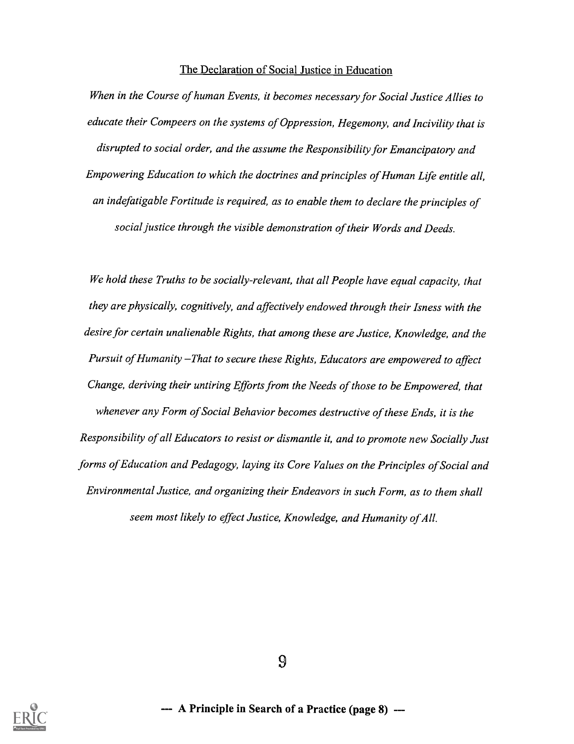## The Declaration of Social Justice in Education

*When in the Course of human Events, it becomes necessary for Social Justice Allies to educate their Compeers on the systems of Oppression, Hegemony, and Incivility that is disrupted to social order, and the assume the Responsibility for Emancipatory and Empowering Education to which the doctrines and principles of Human Life entitle all, an indefatigable Fortitude is required, as to enable them to declare the principles of social justice through the visible demonstration of their Words and Deeds.*

*We hold these Truths to be socially-relevant, that all People have equal capacity, that they are physically, cognitively, and affectively endowed through their Isness with the desire for certain unalienable Rights, that among these are Justice, Knowledge, and the Pursuit of Humanity –That to secure these Rights, Educators are empowered to affect Change, deriving their untiring Efforts from the Needs of those to be Empowered, that whenever any Form of Social Behavior becomes destructive of these Ends, it is the Responsibility of all Educators to resist or dismantle it, and to promote new Socially Just forms of Education and Pedagogy, laying its Core Values on the Principles of Social and Environmental Justice, and organizing their Endeavors in such Form, as to them shall seem most likely to effect Justice, Knowledge, and Humanity of All.*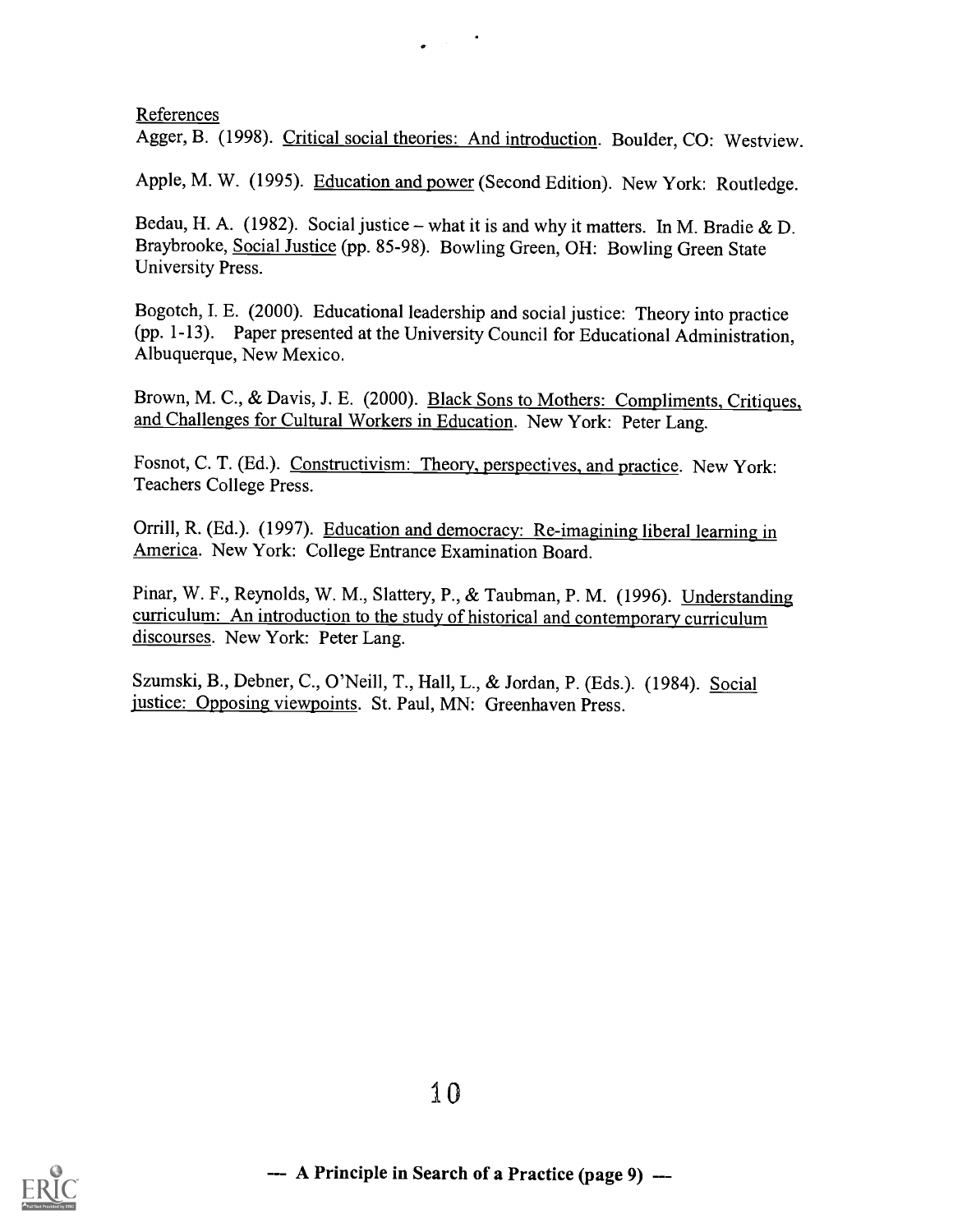## References

Agger, B. (1998). Critical social theories: And introduction. Boulder, CO: Westview.

Apple, M. W. (1995). Education and power (Second Edition). New York: Routledge.

Bedau, H. A. (1982). Social justice – what it is and why it matters. In M. Bradie & D. Braybrooke, Social Justice (pp. 85-98). Bowling Green, OH: Bowling Green State University Press.

Bogotch, I. E. (2000). Educational leadership and social justice: Theory into practice (pp. 1-13). Paper presented at the University Council for Educational Administration, Albuquerque, New Mexico.

Brown, M. C., & Davis, J. E. (2000). Black Sons to Mothers: Compliments, Critiques, and Challenges for Cultural Workers in Education. New York: Peter Lang.

Fosnot, C. T. (Ed.). Constructivism: Theory, perspectives, and practice. New York: Teachers College Press.

Orrill, R. (Ed.). (1997). Education and democracy: Re-imagining liberal learning in America. New York: College Entrance Examination Board.

Pinar, W. F., Reynolds, W. M., Slattery, P., & Taubman, P. M. (1996). Understanding curriculum: An introduction to the study of historical and contemporary curriculum discourses. New York: Peter Lang.

Szumski, B., Debner, C., O'Neill, T., Hall, L., & Jordan, P. (Eds.). (1984). Social justice: Opposing viewpoints. St. Paul, MN: Greenhaven Press.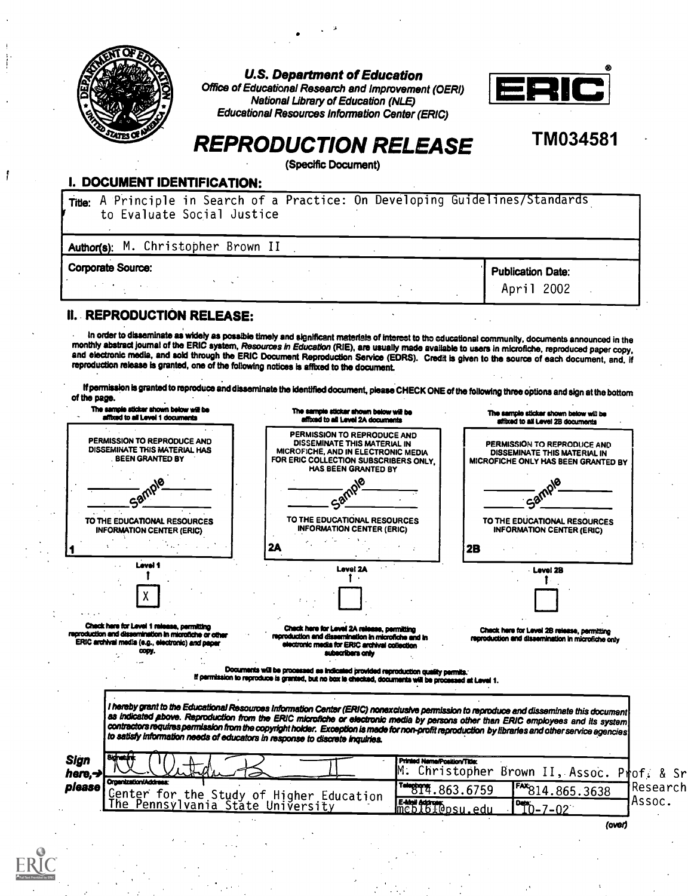U.S. Department of Education
Office of Educational Research and Improvement (OERI)
National Library of Education (NLE)
Educational Resources Information Center (ERIC)

ERIC®

# REPRODUCTION RELEASE

(Specific Document)

TM034581

## I. DOCUMENT IDENTIFICATION:

Title: A Principle in Search of a Practice: On Developing Guidelines/Standards to Evaluate Social Justice

Author(s): M. Christopher Brown II

Corporate Source:

Publication Date: April 2002

## II. REPRODUCTION RELEASE:

In order to disseminate as widely as possible timely and significant materials of interest to the educational community, documents announced in the monthly abstract journal of the ERIC system, *Resources in Education* (RIE), are usually made available to users in microfiche, reproduced paper copy, and electronic media, and sold through the ERIC Document Reproduction Service (EDRS). Credit is given to the source of each document, and, if reproduction release is granted, one of the following notices is affixed to the document.

If permission is granted to reproduce and disseminate the identified document, please CHECK ONE of the following three options and sign at the bottom of the page.

| The sample sticker shown below will be affixed to all Level 1 documents | The sample sticker shown below will be affixed to all Level 2A documents | The sample sticker shown below will be affixed to all Level 2B documents |
|---|---|---|
| PERMISSION TO REPRODUCE AND DISSEMINATE THIS MATERIAL HAS BEEN GRANTED BY Sample TO THE EDUCATIONAL RESOURCES INFORMATION CENTER (ERIC) | PERMISSION TO REPRODUCE AND DISSEMINATE THIS MATERIAL IN MICROFICHE, AND IN ELECTRONIC MEDIA FOR ERIC COLLECTION SUBSCRIBERS ONLY, HAS BEEN GRANTED BY Sample TO THE EDUCATIONAL RESOURCES INFORMATION CENTER (ERIC) | PERMISSION TO REPRODUCE AND DISSEMINATE THIS MATERIAL IN MICROFICHE ONLY HAS BEEN GRANTED BY Sample TO THE EDUCATIONAL RESOURCES INFORMATION CENTER (ERIC) |
| 1 | 2A | 2B |
| Level 1 | Level 2A | Level 2B |
| [X] | [ ] | [ ] |
| Check here for Level 1 release, permitting reproduction and dissemination in microfiche or other ERIC archival media (e.g., electronic) *and* paper copy. | Check here for Level 2A release, permitting reproduction and dissemination in microfiche and in electronic media for ERIC archival collection subscribers only | Check here for Level 2B release, permitting reproduction and dissemination in microfiche only |

Documents will be processed as indicated provided reproduction quality permits.
If permission to reproduce is granted, but no box is checked, documents will be processed at Level 1.

*I hereby grant to the Educational Resources Information Center (ERIC) nonexclusive permission to reproduce and disseminate this document as indicated above. Reproduction from the ERIC microfiche or electronic media by persons other than ERIC employees and its system contractors requires permission from the copyright holder. Exception is made for non-profit reproduction by libraries and other service agencies to satisfy information needs of educators in response to discrete inquiries.*

**Sign here,→ please**

| Signature: | Printed Name/Position/Title: M. Christopher Brown II, Assoc. Prof. & Sr Research Assoc. | |
|---|---|---|
| Organization/Address: Center for the Study of Higher Education The Pennsylvania State University | Telephone: 814.863.6759 | FAX: 814.865.3638 |
| | E-Mail Address: mcb161@psu.edu | Date: 10-7-02 |

(over)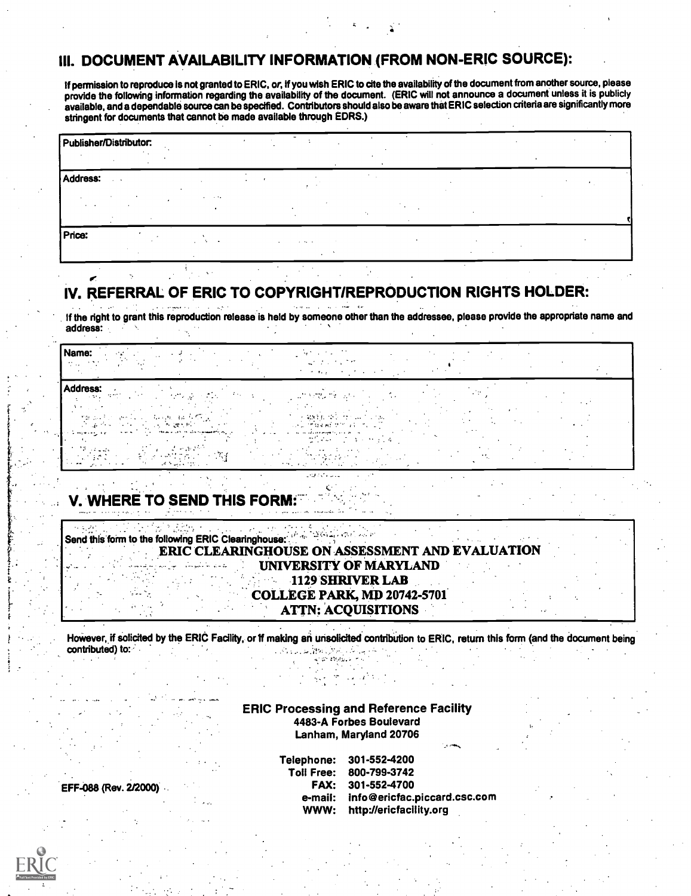## III. DOCUMENT AVAILABILITY INFORMATION (FROM NON-ERIC SOURCE):

If permission to reproduce is not granted to ERIC, or, if you wish ERIC to cite the availability of the document from another source, please provide the following information regarding the availability of the document. (ERIC will not announce a document unless it is publicly available, and a dependable source can be specified. Contributors should also be aware that ERIC selection criteria are significantly more stringent for documents that cannot be made available through EDRS.)

| |
|---|
| Publisher/Distributor: |
| Address: |
| Price: |

## IV. REFERRAL OF ERIC TO COPYRIGHT/REPRODUCTION RIGHTS HOLDER:

If the right to grant this reproduction release is held by someone other than the addressee, please provide the appropriate name and address:

| |
|---|
| Name: |
| Address: |

## V. WHERE TO SEND THIS FORM:

Send this form to the following ERIC Clearinghouse:

**ERIC CLEARINGHOUSE ON ASSESSMENT AND EVALUATION**
**UNIVERSITY OF MARYLAND**
**1129 SHRIVER LAB**
**COLLEGE PARK, MD 20742-5701**
**ATTN: ACQUISITIONS**

However, if solicited by the ERIC Facility, or if making an unsolicited contribution to ERIC, return this form (and the document being contributed) to:

**ERIC Processing and Reference Facility**
4483-A Forbes Boulevard
Lanham, Maryland 20706

Telephone: 301-552-4200
Toll Free: 800-799-3742
FAX: 301-552-4700
e-mail: info@ericfac.piccard.csc.com
WWW: http://ericfacility.org

EFF-088 (Rev. 2/2000)